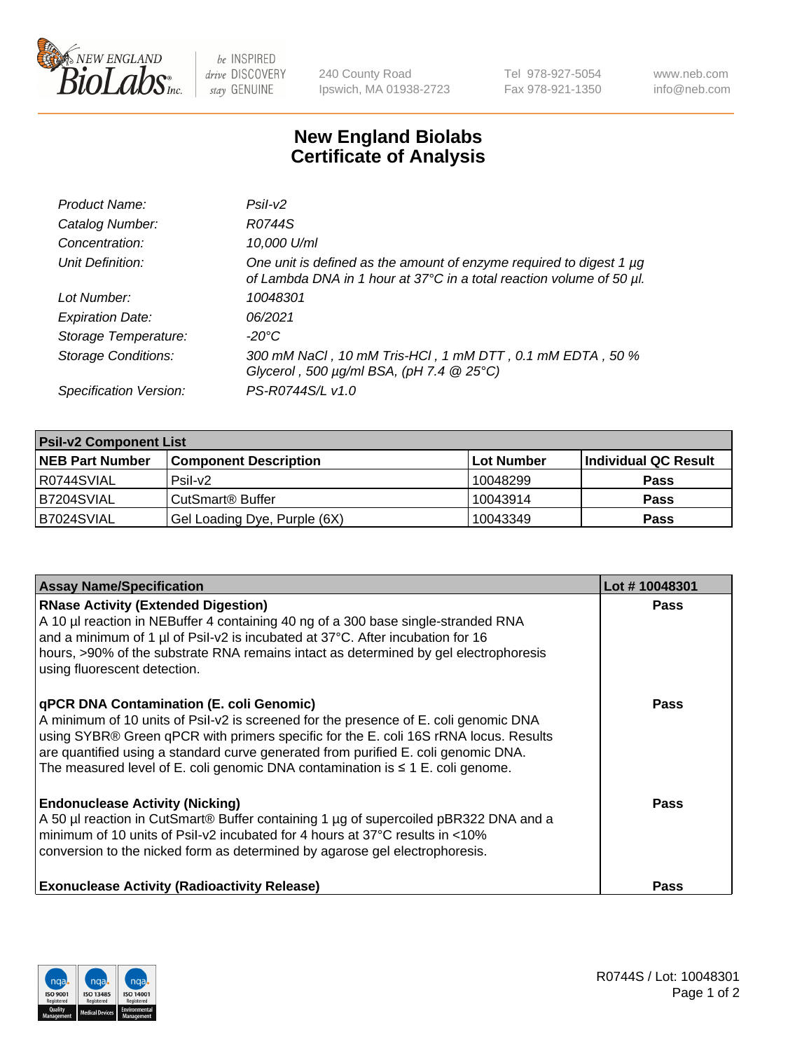# New England Biolabs Certificate of Analysis

| | |
|---|---|
| *Product Name:* | *PsiI-v2* |
| *Catalog Number:* | *R0744S* |
| *Concentration:* | *10,000 U/ml* |
| *Unit Definition:* | *One unit is defined as the amount of enzyme required to digest 1 µg of Lambda DNA in 1 hour at 37°C in a total reaction volume of 50 µl.* |
| *Lot Number:* | *10048301* |
| *Expiration Date:* | *06/2021* |
| *Storage Temperature:* | *-20°C* |
| *Storage Conditions:* | *300 mM NaCl , 10 mM Tris-HCl , 1 mM DTT , 0.1 mM EDTA , 50 % Glycerol , 500 µg/ml BSA, (pH 7.4 @ 25°C)* |
| *Specification Version:* | *PS-R0744S/L v1.0* |

| **PsiI-v2 Component List** | | | |
|---|---|---|---|
| **NEB Part Number** | **Component Description** | **Lot Number** | **Individual QC Result** |
| R0744SVIAL | PsiI-v2 | 10048299 | **Pass** |
| B7204SVIAL | CutSmart® Buffer | 10043914 | **Pass** |
| B7024SVIAL | Gel Loading Dye, Purple (6X) | 10043349 | **Pass** |

| **Assay Name/Specification** | **Lot # 10048301** |
|---|---|
| **RNase Activity (Extended Digestion)**<br>A 10 µl reaction in NEBuffer 4 containing 40 ng of a 300 base single-stranded RNA and a minimum of 1 µl of PsiI-v2 is incubated at 37°C. After incubation for 16 hours, >90% of the substrate RNA remains intact as determined by gel electrophoresis using fluorescent detection. | **Pass** |
| **qPCR DNA Contamination (E. coli Genomic)**<br>A minimum of 10 units of PsiI-v2 is screened for the presence of E. coli genomic DNA using SYBR® Green qPCR with primers specific for the E. coli 16S rRNA locus. Results are quantified using a standard curve generated from purified E. coli genomic DNA. The measured level of E. coli genomic DNA contamination is ≤ 1 E. coli genome. | **Pass** |
| **Endonuclease Activity (Nicking)**<br>A 50 µl reaction in CutSmart® Buffer containing 1 µg of supercoiled pBR322 DNA and a minimum of 10 units of PsiI-v2 incubated for 4 hours at 37°C results in <10% conversion to the nicked form as determined by agarose gel electrophoresis. | **Pass** |
| **Exonuclease Activity (Radioactivity Release)** | **Pass** |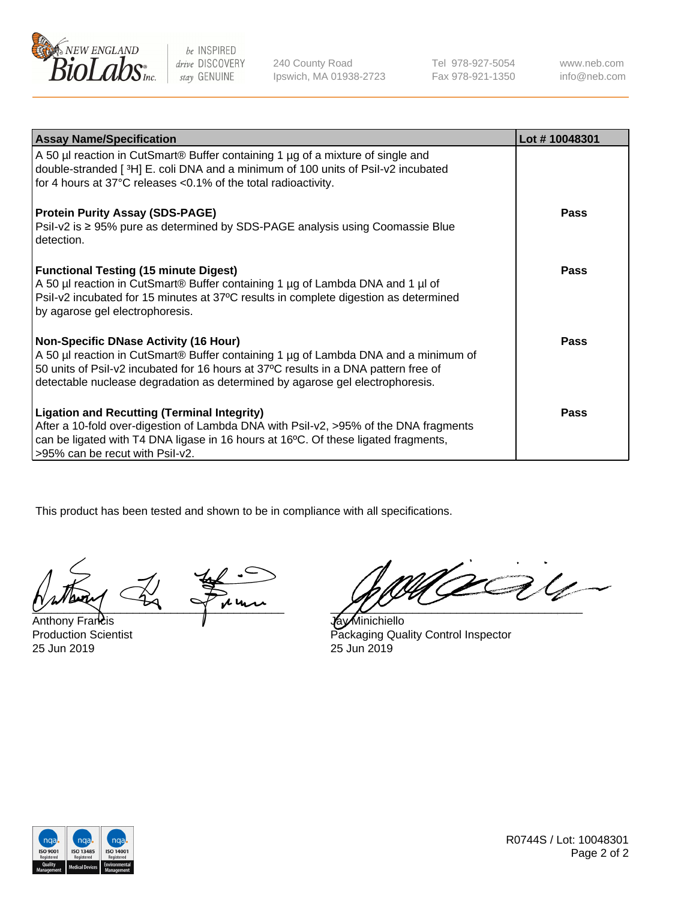NEW ENGLAND BioLabs Inc. — be INSPIRED drive DISCOVERY stay GENUINE

240 County Road
Ipswich, MA 01938-2723

Tel 978-927-5054
Fax 978-921-1350

www.neb.com
info@neb.com

| Assay Name/Specification | Lot # 10048301 |
|---|---|
| A 50 µl reaction in CutSmart® Buffer containing 1 µg of a mixture of single and double-stranded [ $^{3}$H] E. coli DNA and a minimum of 100 units of PsiI-v2 incubated for 4 hours at 37°C releases <0.1% of the total radioactivity. | |
| **Protein Purity Assay (SDS-PAGE)**<br>PsiI-v2 is ≥ 95% pure as determined by SDS-PAGE analysis using Coomassie Blue detection. | **Pass** |
| **Functional Testing (15 minute Digest)**<br>A 50 µl reaction in CutSmart® Buffer containing 1 µg of Lambda DNA and 1 µl of PsiI-v2 incubated for 15 minutes at 37ºC results in complete digestion as determined by agarose gel electrophoresis. | **Pass** |
| **Non-Specific DNase Activity (16 Hour)**<br>A 50 µl reaction in CutSmart® Buffer containing 1 µg of Lambda DNA and a minimum of 50 units of PsiI-v2 incubated for 16 hours at 37ºC results in a DNA pattern free of detectable nuclease degradation as determined by agarose gel electrophoresis. | **Pass** |
| **Ligation and Recutting (Terminal Integrity)**<br>After a 10-fold over-digestion of Lambda DNA with PsiI-v2, >95% of the DNA fragments can be ligated with T4 DNA ligase in 16 hours at 16ºC. Of these ligated fragments, >95% can be recut with PsiI-v2. | **Pass** |

This product has been tested and shown to be in compliance with all specifications.

Anthony Francis
Production Scientist
25 Jun 2019

Jay Minichiello
Packaging Quality Control Inspector
25 Jun 2019

R0744S / Lot: 10048301